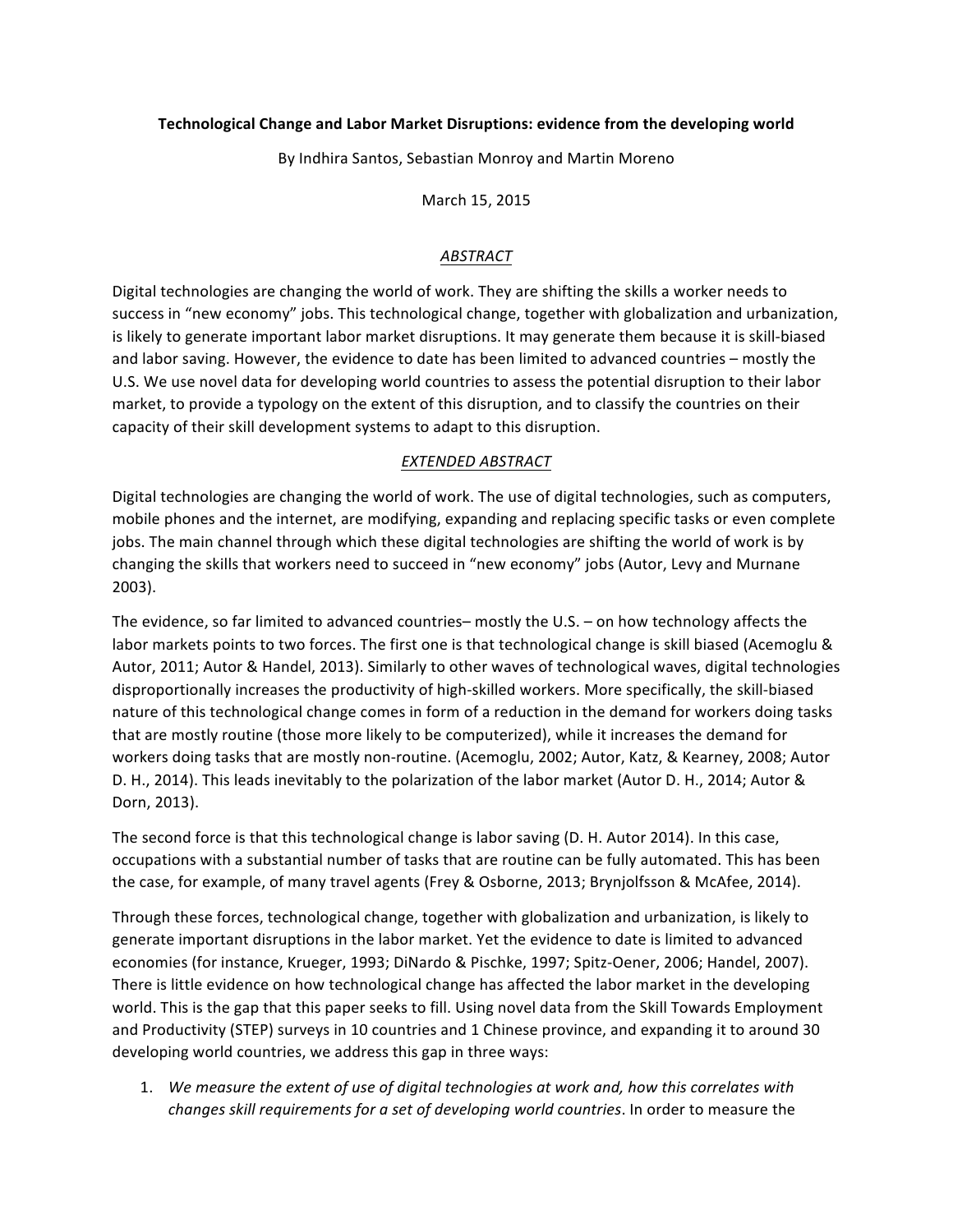**Technological Change and Labor Market Disruptions: evidence from the developing world**

By Indhira Santos, Sebastian Monroy and Martin Moreno

March 15, 2015

## *ABSTRACT*

Digital technologies are changing the world of work. They are shifting the skills a worker needs to success in "new economy" jobs. This technological change, together with globalization and urbanization, is likely to generate important labor market disruptions. It may generate them because it is skill-biased and labor saving. However, the evidence to date has been limited to advanced countries – mostly the U.S. We use novel data for developing world countries to assess the potential disruption to their labor market, to provide a typology on the extent of this disruption, and to classify the countries on their capacity of their skill development systems to adapt to this disruption.

## *EXTENDED ABSTRACT*

Digital technologies are changing the world of work. The use of digital technologies, such as computers, mobile phones and the internet, are modifying, expanding and replacing specific tasks or even complete jobs. The main channel through which these digital technologies are shifting the world of work is by changing the skills that workers need to succeed in "new economy" jobs (Autor, Levy and Murnane 2003).

The evidence, so far limited to advanced countries– mostly the U.S. – on how technology affects the labor markets points to two forces. The first one is that technological change is skill biased (Acemoglu & Autor, 2011; Autor & Handel, 2013). Similarly to other waves of technological waves, digital technologies disproportionally increases the productivity of high-skilled workers. More specifically, the skill-biased nature of this technological change comes in form of a reduction in the demand for workers doing tasks that are mostly routine (those more likely to be computerized), while it increases the demand for workers doing tasks that are mostly non-routine. (Acemoglu, 2002; Autor, Katz, & Kearney, 2008; Autor D. H., 2014). This leads inevitably to the polarization of the labor market (Autor D. H., 2014; Autor & Dorn, 2013).

The second force is that this technological change is labor saving (D. H. Autor 2014). In this case, occupations with a substantial number of tasks that are routine can be fully automated. This has been the case, for example, of many travel agents (Frey & Osborne, 2013; Brynjolfsson & McAfee, 2014).

Through these forces, technological change, together with globalization and urbanization, is likely to generate important disruptions in the labor market. Yet the evidence to date is limited to advanced economies (for instance, Krueger, 1993; DiNardo & Pischke, 1997; Spitz-Oener, 2006; Handel, 2007). There is little evidence on how technological change has affected the labor market in the developing world. This is the gap that this paper seeks to fill. Using novel data from the Skill Towards Employment and Productivity (STEP) surveys in 10 countries and 1 Chinese province, and expanding it to around 30 developing world countries, we address this gap in three ways:

1. *We measure the extent of use of digital technologies at work and, how this correlates with changes skill requirements for a set of developing world countries*. In order to measure the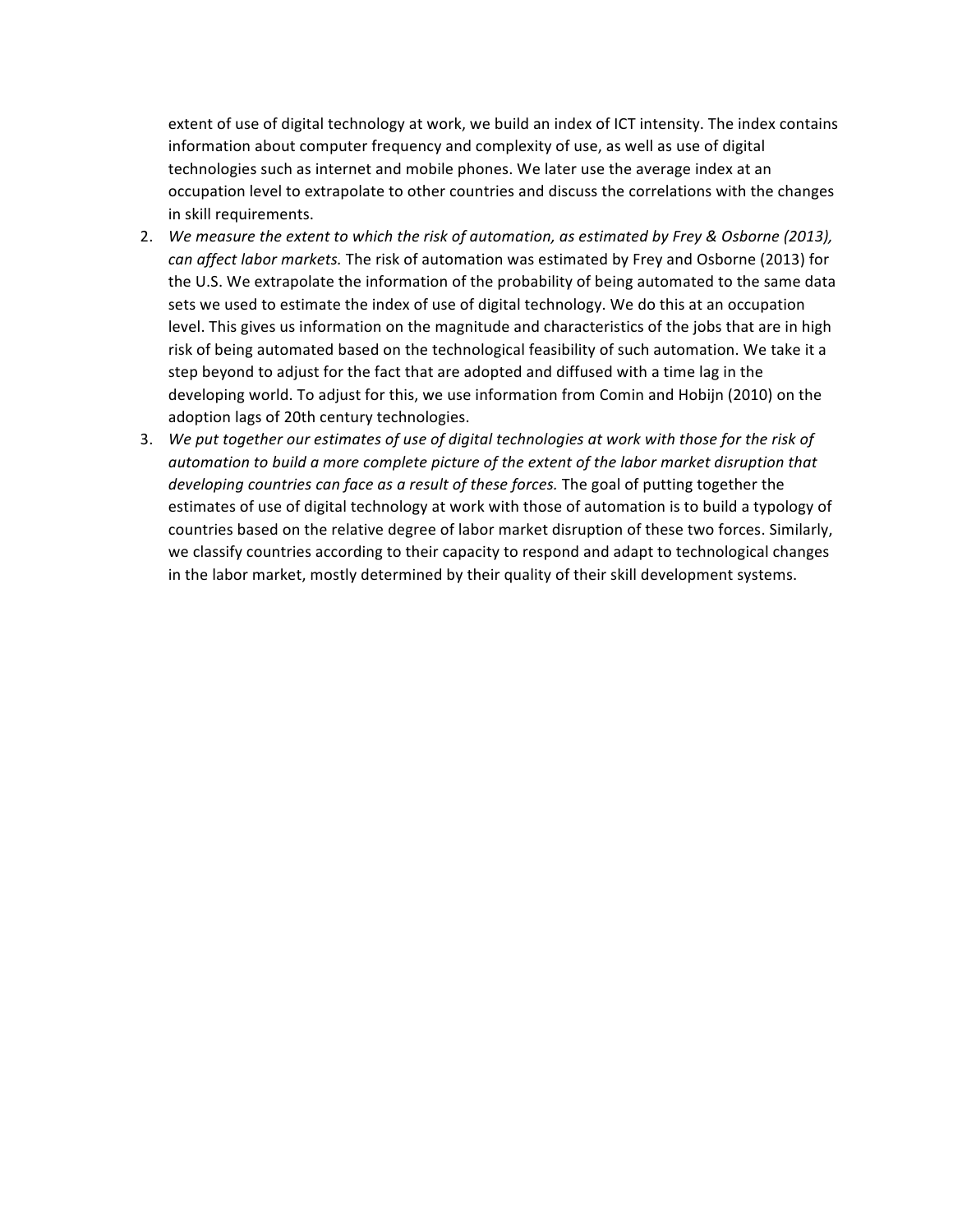extent of use of digital technology at work, we build an index of ICT intensity. The index contains information about computer frequency and complexity of use, as well as use of digital technologies such as internet and mobile phones. We later use the average index at an occupation level to extrapolate to other countries and discuss the correlations with the changes in skill requirements.

2. *We measure the extent to which the risk of automation, as estimated by Frey & Osborne (2013), can affect labor markets.* The risk of automation was estimated by Frey and Osborne (2013) for the U.S. We extrapolate the information of the probability of being automated to the same data sets we used to estimate the index of use of digital technology. We do this at an occupation level. This gives us information on the magnitude and characteristics of the jobs that are in high risk of being automated based on the technological feasibility of such automation. We take it a step beyond to adjust for the fact that are adopted and diffused with a time lag in the developing world. To adjust for this, we use information from Comin and Hobijn (2010) on the adoption lags of 20th century technologies.
3. *We put together our estimates of use of digital technologies at work with those for the risk of automation to build a more complete picture of the extent of the labor market disruption that developing countries can face as a result of these forces.* The goal of putting together the estimates of use of digital technology at work with those of automation is to build a typology of countries based on the relative degree of labor market disruption of these two forces. Similarly, we classify countries according to their capacity to respond and adapt to technological changes in the labor market, mostly determined by their quality of their skill development systems.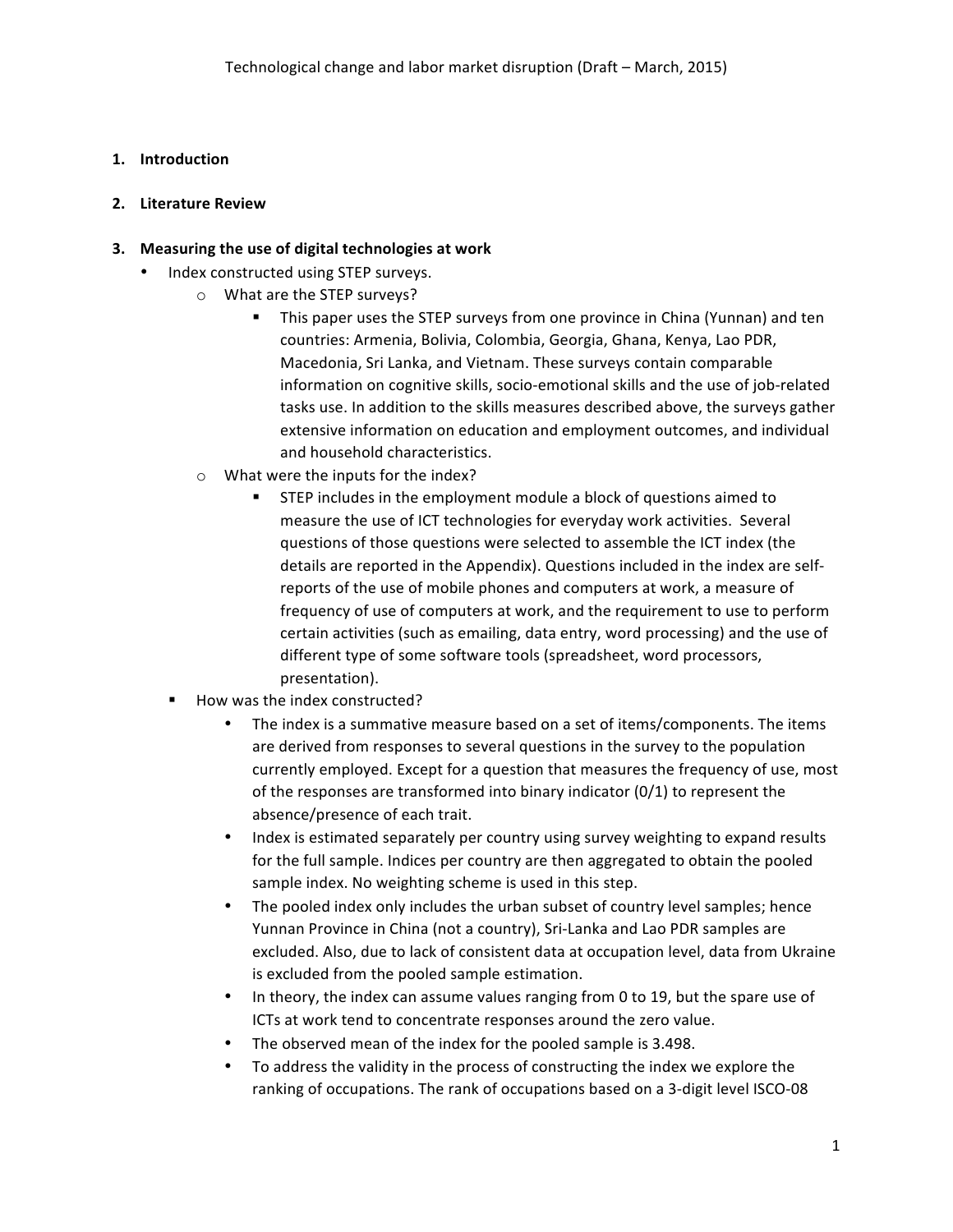1. **Introduction**

2. **Literature Review**

3. **Measuring the use of digital technologies at work**

- Index constructed using STEP surveys.
  - What are the STEP surveys?
    - This paper uses the STEP surveys from one province in China (Yunnan) and ten countries: Armenia, Bolivia, Colombia, Georgia, Ghana, Kenya, Lao PDR, Macedonia, Sri Lanka, and Vietnam. These surveys contain comparable information on cognitive skills, socio-emotional skills and the use of job-related tasks use. In addition to the skills measures described above, the surveys gather extensive information on education and employment outcomes, and individual and household characteristics.
  - What were the inputs for the index?
    - STEP includes in the employment module a block of questions aimed to measure the use of ICT technologies for everyday work activities. Several questions of those questions were selected to assemble the ICT index (the details are reported in the Appendix). Questions included in the index are self-reports of the use of mobile phones and computers at work, a measure of frequency of use of computers at work, and the requirement to use to perform certain activities (such as emailing, data entry, word processing) and the use of different type of some software tools (spreadsheet, word processors, presentation).
  - How was the index constructed?
    - The index is a summative measure based on a set of items/components. The items are derived from responses to several questions in the survey to the population currently employed. Except for a question that measures the frequency of use, most of the responses are transformed into binary indicator (0/1) to represent the absence/presence of each trait.
    - Index is estimated separately per country using survey weighting to expand results for the full sample. Indices per country are then aggregated to obtain the pooled sample index. No weighting scheme is used in this step.
    - The pooled index only includes the urban subset of country level samples; hence Yunnan Province in China (not a country), Sri-Lanka and Lao PDR samples are excluded. Also, due to lack of consistent data at occupation level, data from Ukraine is excluded from the pooled sample estimation.
    - In theory, the index can assume values ranging from 0 to 19, but the spare use of ICTs at work tend to concentrate responses around the zero value.
    - The observed mean of the index for the pooled sample is 3.498.
    - To address the validity in the process of constructing the index we explore the ranking of occupations. The rank of occupations based on a 3-digit level ISCO-08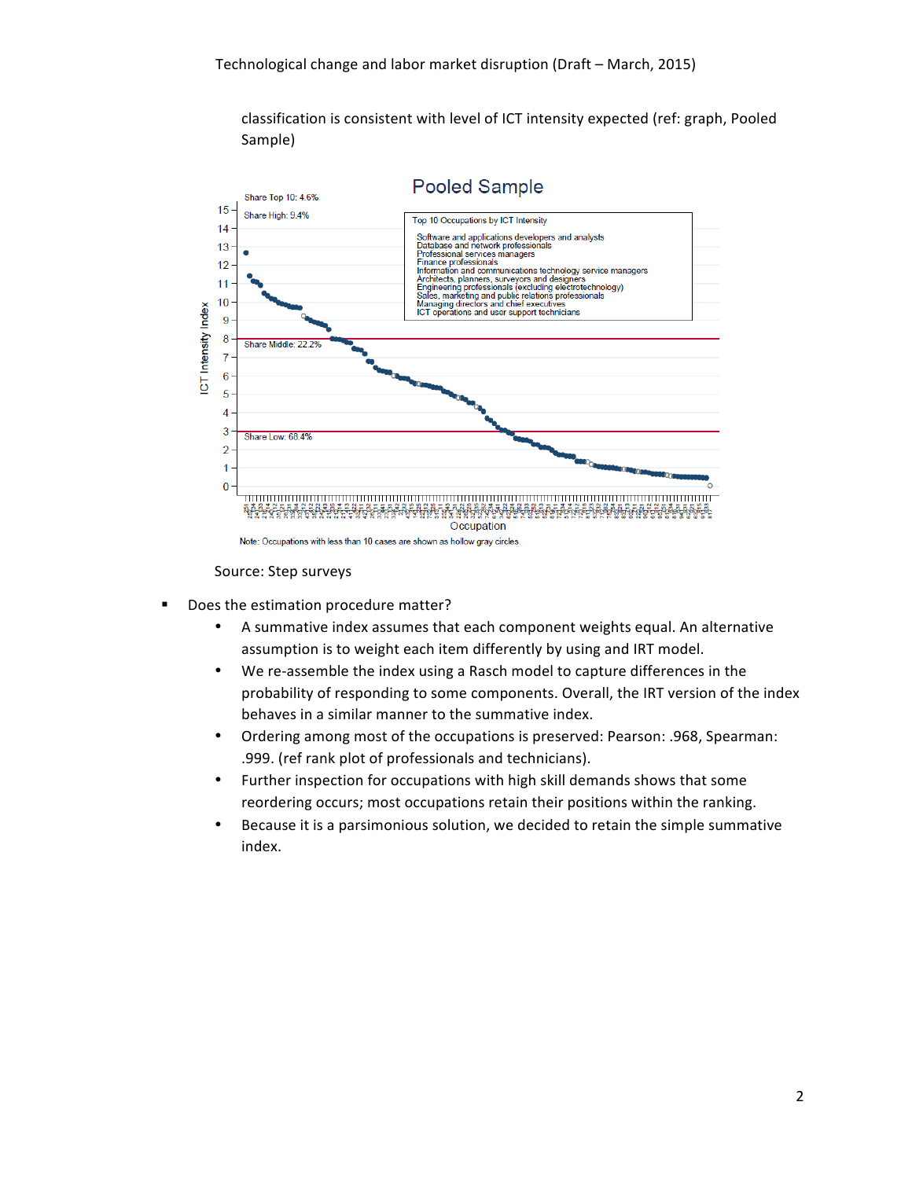classification is consistent with level of ICT intensity expected (ref: graph, Pooled Sample)

Source: Step surveys

- Does the estimation procedure matter?
  - A summative index assumes that each component weights equal. An alternative assumption is to weight each item differently by using and IRT model.
  - We re-assemble the index using a Rasch model to capture differences in the probability of responding to some components. Overall, the IRT version of the index behaves in a similar manner to the summative index.
  - Ordering among most of the occupations is preserved: Pearson: .968, Spearman: .999. (ref rank plot of professionals and technicians).
  - Further inspection for occupations with high skill demands shows that some reordering occurs; most occupations retain their positions within the ranking.
  - Because it is a parsimonious solution, we decided to retain the simple summative index.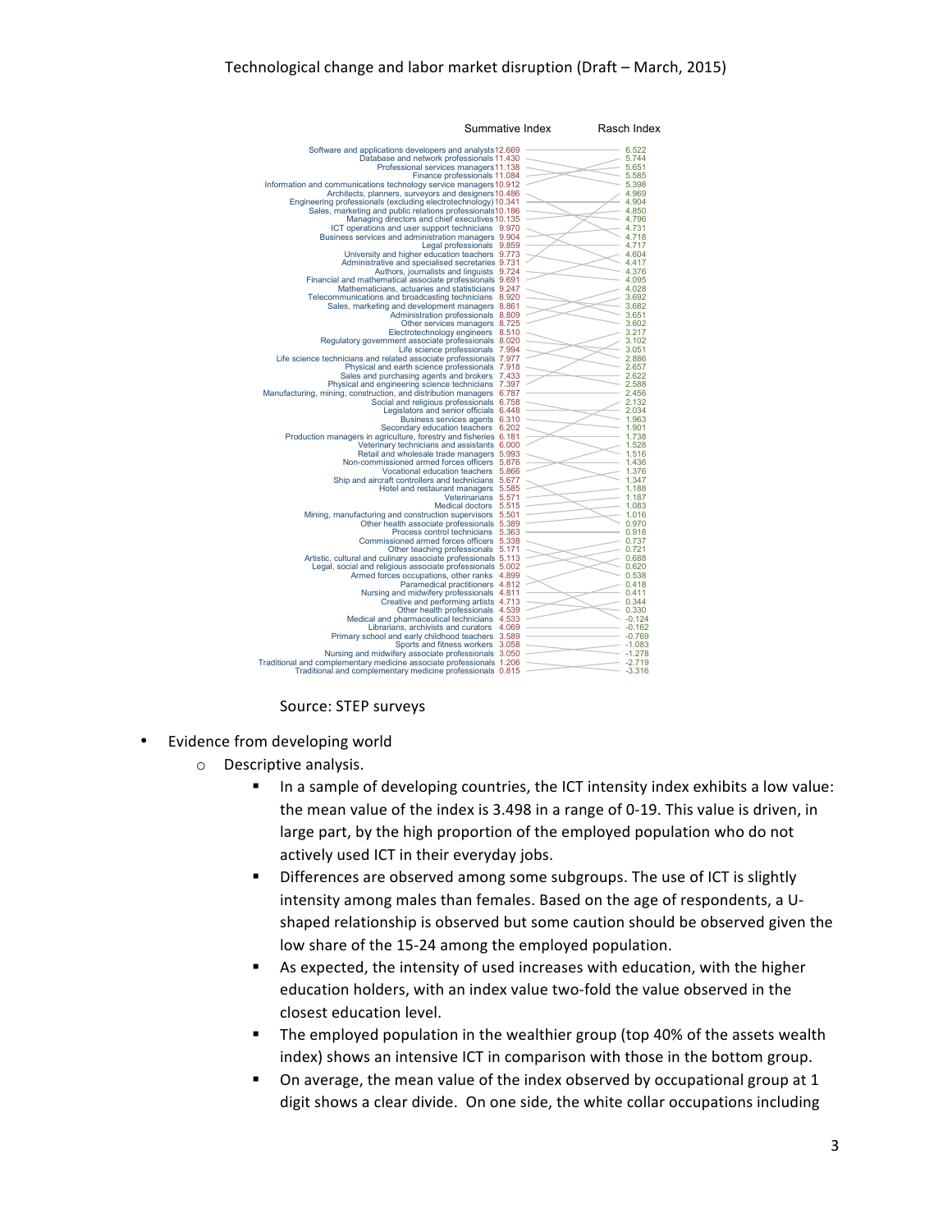| Occupation | Summative Index | Rasch Index |
|---|---|---|
| Software and applications developers and analysts | 12.669 | 6.522 |
| Database and network professionals | 11.430 | 5.744 |
| Professional services managers | 11.138 | 5.651 |
| Finance professionals | 11.084 | 5.585 |
| Information and communications technology service managers | 10.912 | 5.398 |
| Architects, planners, surveyors and designers | 10.486 | 4.969 |
| Engineering professionals (excluding electrotechnology) | 10.341 | 4.904 |
| Sales, marketing and public relations professionals | 10.186 | 4.850 |
| Managing directors and chief executives | 10.135 | 4.796 |
| ICT operations and user support technicians | 9.970 | 4.731 |
| Business services and administration managers | 9.904 | 4.718 |
| Legal professionals | 9.859 | 4.717 |
| University and higher education teachers | 9.773 | 4.604 |
| Administrative and specialised secretaries | 9.731 | 4.417 |
| Authors, journalists and linguists | 9.724 | 4.376 |
| Financial and mathematical associate professionals | 9.691 | 4.095 |
| Mathematicians, actuaries and statisticians | 9.247 | 4.028 |
| Telecommunications and broadcasting technicians | 8.920 | 3.692 |
| Sales, marketing and development managers | 8.861 | 3.682 |
| Administration professionals | 8.809 | 3.651 |
| Other services managers | 8.725 | 3.602 |
| Electrotechnology engineers | 8.510 | 3.217 |
| Regulatory government associate professionals | 8.020 | 3.102 |
| Life science professionals | 7.994 | 3.051 |
| Life science technicians and related associate professionals | 7.977 | 2.886 |
| Physical and earth science professionals | 7.918 | 2.657 |
| Sales and purchasing agents and brokers | 7.433 | 2.622 |
| Physical and engineering science technicians | 7.397 | 2.588 |
| Manufacturing, mining, construction, and distribution managers | 6.787 | 2.456 |
| Social and religious professionals | 6.758 | 2.132 |
| Legislators and senior officials | 6.448 | 2.034 |
| Business services agents | 6.310 | 1.963 |
| Secondary education teachers | 6.202 | 1.901 |
| Production managers in agriculture, forestry and fisheries | 6.181 | 1.738 |
| Veterinary technicians and assistants | 6.000 | 1.528 |
| Retail and wholesale trade managers | 5.993 | 1.516 |
| Non-commissioned armed forces officers | 5.876 | 1.436 |
| Vocational education teachers | 5.866 | 1.376 |
| Ship and aircraft controllers and technicians | 5.677 | 1.347 |
| Hotel and restaurant managers | 5.585 | 1.188 |
| Veterinarians | 5.571 | 1.187 |
| Medical doctors | 5.515 | 1.083 |
| Mining, manufacturing and construction supervisors | 5.501 | 1.016 |
| Other health associate professionals | 5.389 | 0.970 |
| Process control technicians | 5.363 | 0.918 |
| Commissioned armed forces officers | 5.338 | 0.737 |
| Other teaching professionals | 5.171 | 0.721 |
| Artistic, cultural and culinary associate professionals | 5.113 | 0.688 |
| Legal, social and religious associate professionals | 5.002 | 0.620 |
| Armed forces occupations, other ranks | 4.899 | 0.538 |
| Paramedical practitioners | 4.812 | 0.418 |
| Nursing and midwifery professionals | 4.811 | 0.411 |
| Creative and performing artists | 4.713 | 0.344 |
| Other health professionals | 4.539 | 0.330 |
| Medical and pharmaceutical technicians | 4.533 | -0.124 |
| Librarians, archivists and curators | 4.069 | -0.162 |
| Primary school and early childhood teachers | 3.589 | -0.769 |
| Sports and fitness workers | 3.058 | -1.083 |
| Nursing and midwifery associate professionals | 3.050 | -1.278 |
| Traditional and complementary medicine associate professionals | 1.206 | -2.719 |
| Traditional and complementary medicine professionals | 0.815 | -3.316 |

Source: STEP surveys

- Evidence from developing world
  - Descriptive analysis.
    - In a sample of developing countries, the ICT intensity index exhibits a low value: the mean value of the index is 3.498 in a range of 0-19. This value is driven, in large part, by the high proportion of the employed population who do not actively used ICT in their everyday jobs.
    - Differences are observed among some subgroups. The use of ICT is slightly intensity among males than females. Based on the age of respondents, a U-shaped relationship is observed but some caution should be observed given the low share of the 15-24 among the employed population.
    - As expected, the intensity of used increases with education, with the higher education holders, with an index value two-fold the value observed in the closest education level.
    - The employed population in the wealthier group (top 40% of the assets wealth index) shows an intensive ICT in comparison with those in the bottom group.
    - On average, the mean value of the index observed by occupational group at 1 digit shows a clear divide. On one side, the white collar occupations including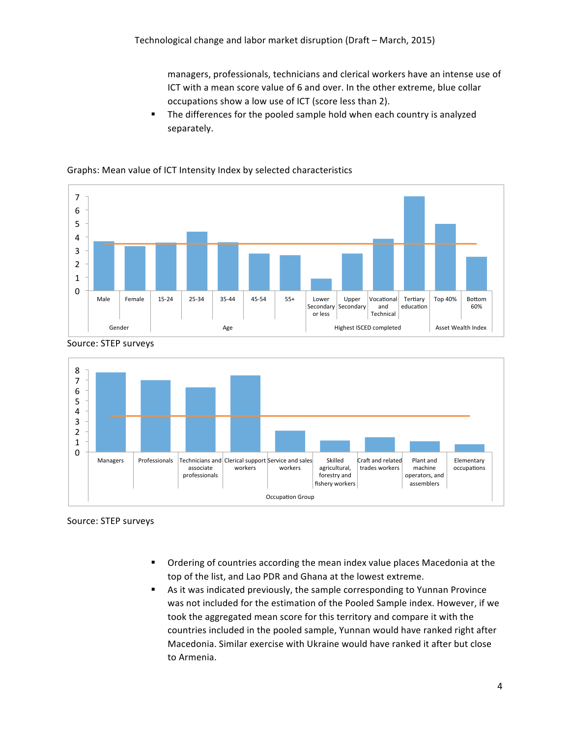managers, professionals, technicians and clerical workers have an intense use of ICT with a mean score value of 6 and over. In the other extreme, blue collar occupations show a low use of ICT (score less than 2).

- The differences for the pooled sample hold when each country is analyzed separately.

Graphs: Mean value of ICT Intensity Index by selected characteristics

Source: STEP surveys

Source: STEP surveys

- Ordering of countries according the mean index value places Macedonia at the top of the list, and Lao PDR and Ghana at the lowest extreme.
- As it was indicated previously, the sample corresponding to Yunnan Province was not included for the estimation of the Pooled Sample index. However, if we took the aggregated mean score for this territory and compare it with the countries included in the pooled sample, Yunnan would have ranked right after Macedonia. Similar exercise with Ukraine would have ranked it after but close to Armenia.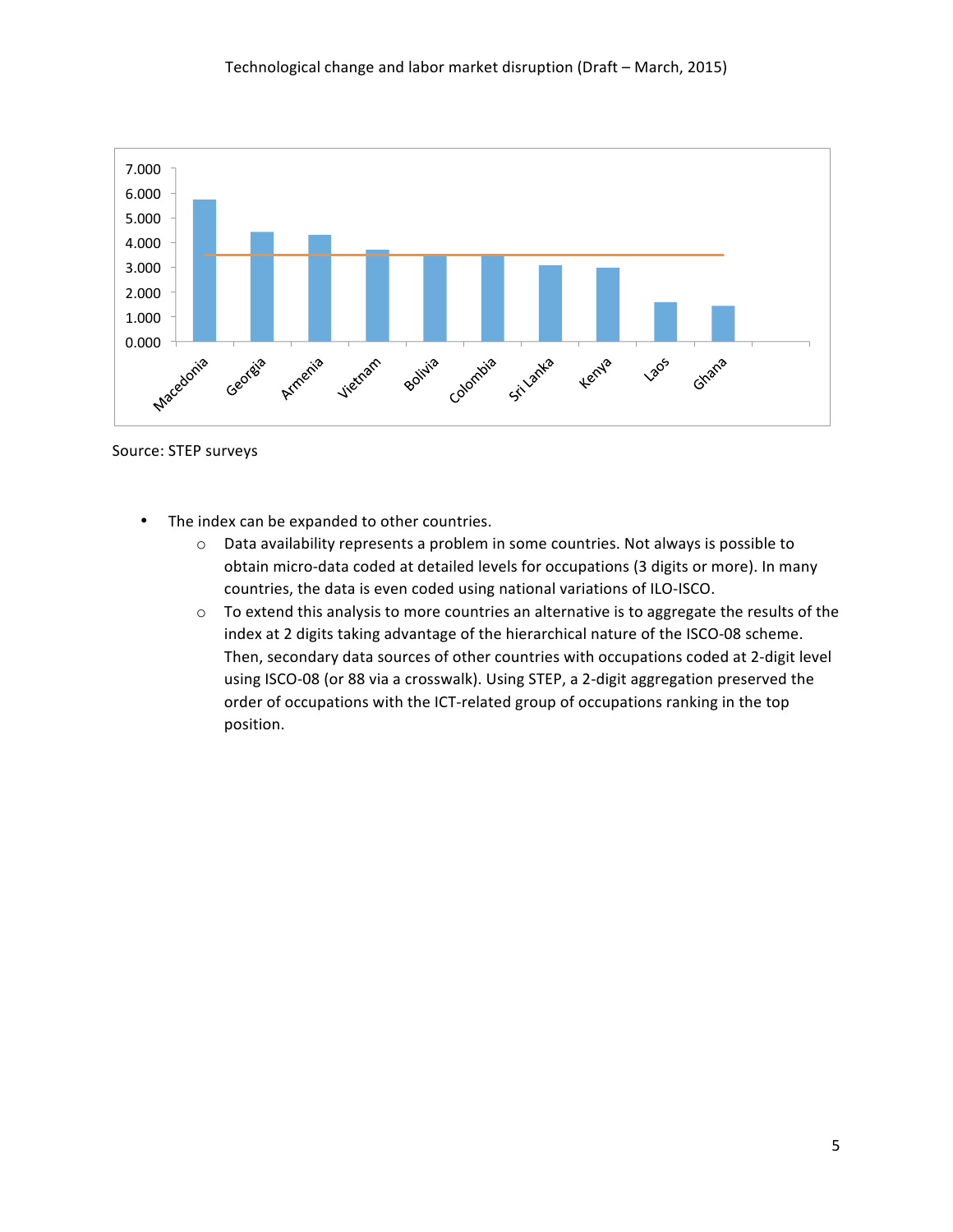Source: STEP surveys

- The index can be expanded to other countries.
  - Data availability represents a problem in some countries. Not always is possible to obtain micro-data coded at detailed levels for occupations (3 digits or more). In many countries, the data is even coded using national variations of ILO-ISCO.
  - To extend this analysis to more countries an alternative is to aggregate the results of the index at 2 digits taking advantage of the hierarchical nature of the ISCO-08 scheme. Then, secondary data sources of other countries with occupations coded at 2-digit level using ISCO-08 (or 88 via a crosswalk). Using STEP, a 2-digit aggregation preserved the order of occupations with the ICT-related group of occupations ranking in the top position.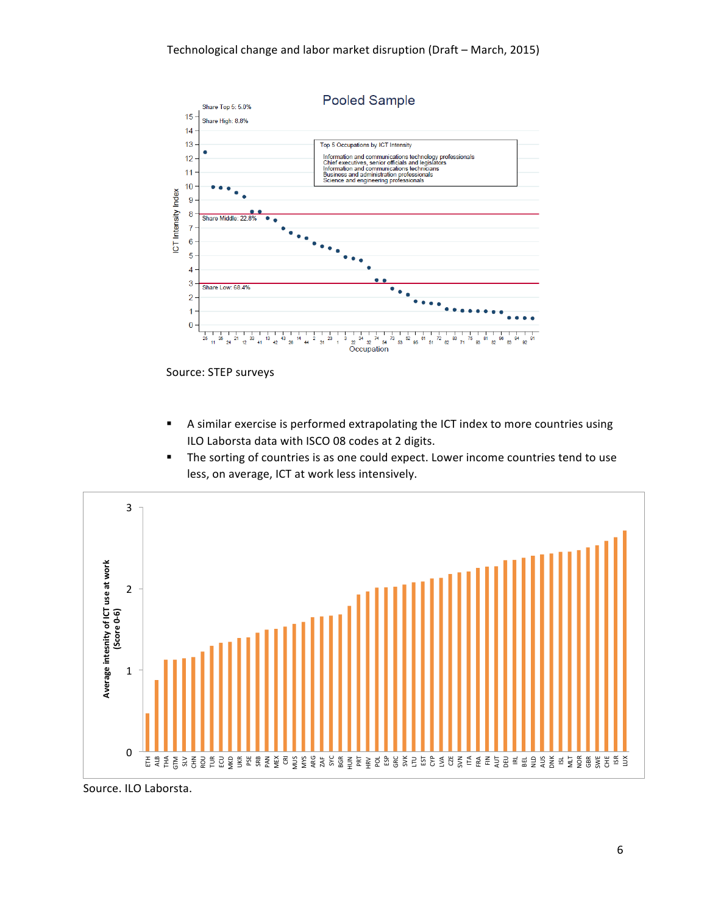Source: STEP surveys

- A similar exercise is performed extrapolating the ICT index to more countries using ILO Laborsta data with ISCO 08 codes at 2 digits.
- The sorting of countries is as one could expect. Lower income countries tend to use less, on average, ICT at work less intensively.

Source. ILO Laborsta.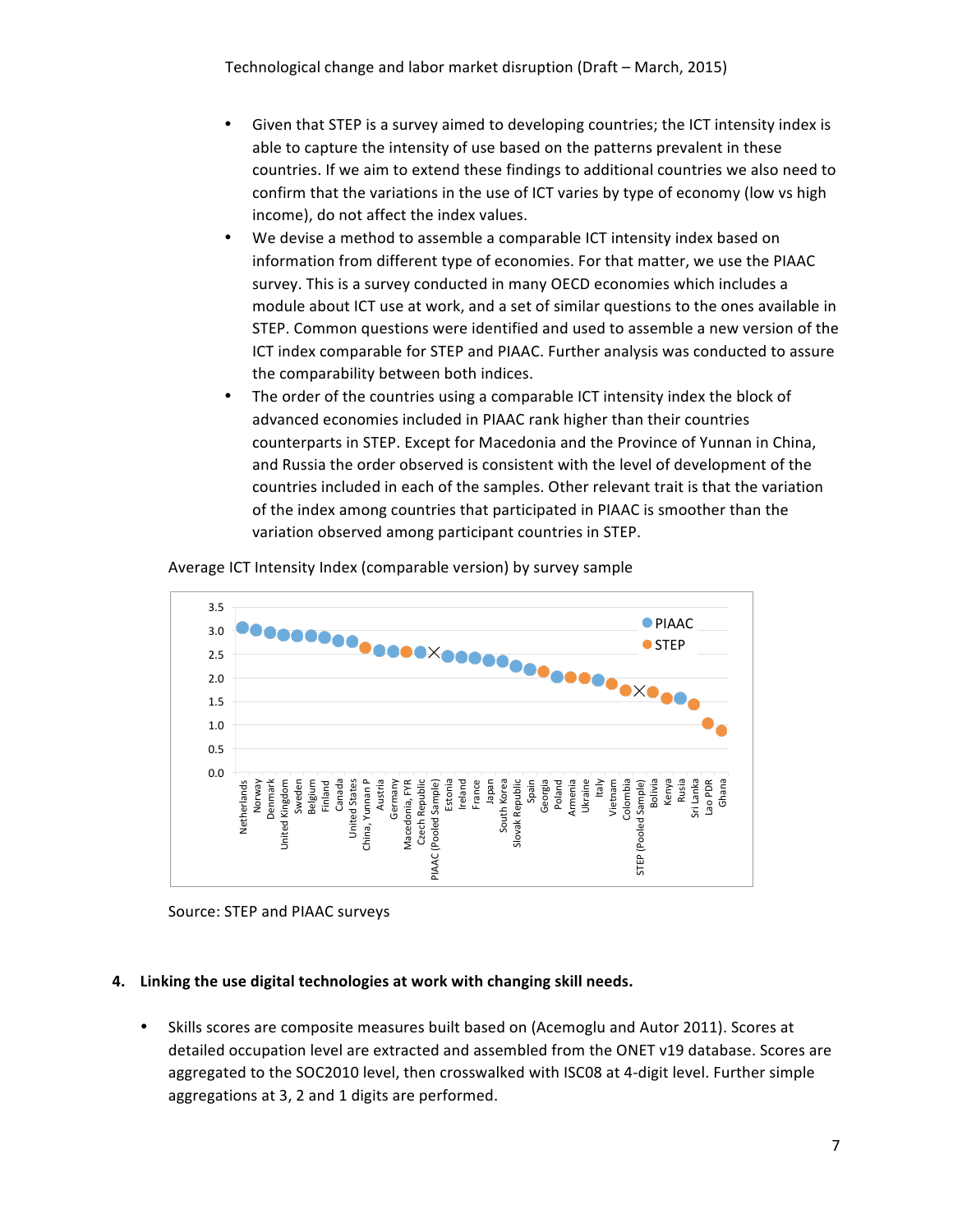- Given that STEP is a survey aimed to developing countries; the ICT intensity index is able to capture the intensity of use based on the patterns prevalent in these countries. If we aim to extend these findings to additional countries we also need to confirm that the variations in the use of ICT varies by type of economy (low vs high income), do not affect the index values.
- We devise a method to assemble a comparable ICT intensity index based on information from different type of economies. For that matter, we use the PIAAC survey. This is a survey conducted in many OECD economies which includes a module about ICT use at work, and a set of similar questions to the ones available in STEP. Common questions were identified and used to assemble a new version of the ICT index comparable for STEP and PIAAC. Further analysis was conducted to assure the comparability between both indices.
- The order of the countries using a comparable ICT intensity index the block of advanced economies included in PIAAC rank higher than their countries counterparts in STEP. Except for Macedonia and the Province of Yunnan in China, and Russia the order observed is consistent with the level of development of the countries included in each of the samples. Other relevant trait is that the variation of the index among countries that participated in PIAAC is smoother than the variation observed among participant countries in STEP.

Average ICT Intensity Index (comparable version) by survey sample

Source: STEP and PIAAC surveys

## 4. Linking the use digital technologies at work with changing skill needs.

- Skills scores are composite measures built based on (Acemoglu and Autor 2011). Scores at detailed occupation level are extracted and assembled from the ONET v19 database. Scores are aggregated to the SOC2010 level, then crosswalked with ISC08 at 4-digit level. Further simple aggregations at 3, 2 and 1 digits are performed.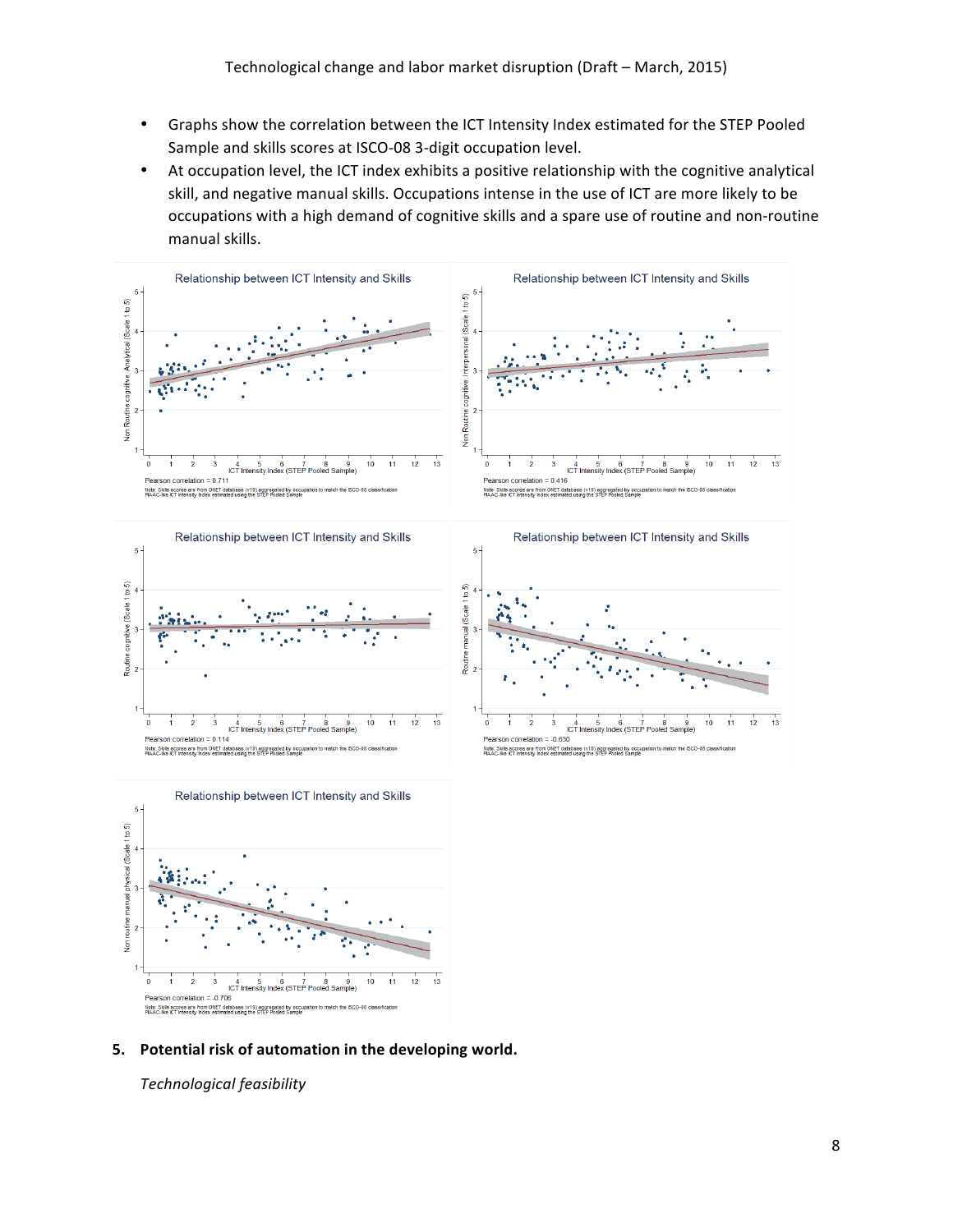- Graphs show the correlation between the ICT Intensity Index estimated for the STEP Pooled Sample and skills scores at ISCO-08 3-digit occupation level.
- At occupation level, the ICT index exhibits a positive relationship with the cognitive analytical skill, and negative manual skills. Occupations intense in the use of ICT are more likely to be occupations with a high demand of cognitive skills and a spare use of routine and non-routine manual skills.

Relationship between ICT Intensity and Skills

Pearson correlation = 0.711

Note: Skills scores are from ONET database (v19) aggregated by occupation to match the ISCO-08 classification
PIAAC-like ICT intensity index estimated using the STEP Pooled Sample

Relationship between ICT Intensity and Skills

Pearson correlation = 0.416

Note: Skills scores are from ONET database (v19) aggregated by occupation to match the ISCO-08 classification
PIAAC-like ICT intensity index estimated using the STEP Pooled Sample

Relationship between ICT Intensity and Skills

Pearson correlation = 0.114

Note: Skills scores are from ONET database (v19) aggregated by occupation to match the ISCO-08 classification
PIAAC-like ICT intensity index estimated using the STEP Pooled Sample

Relationship between ICT Intensity and Skills

Pearson correlation = -0.630

Note: Skills scores are from ONET database (v19) aggregated by occupation to match the ISCO-08 classification
PIAAC-like ICT intensity index estimated using the STEP Pooled Sample

Relationship between ICT Intensity and Skills

Pearson correlation = -0.706

Note: Skills scores are from ONET database (v19) aggregated by occupation to match the ISCO-08 classification
PIAAC-like ICT intensity index estimated using the STEP Pooled Sample

## 5. Potential risk of automation in the developing world.

*Technological feasibility*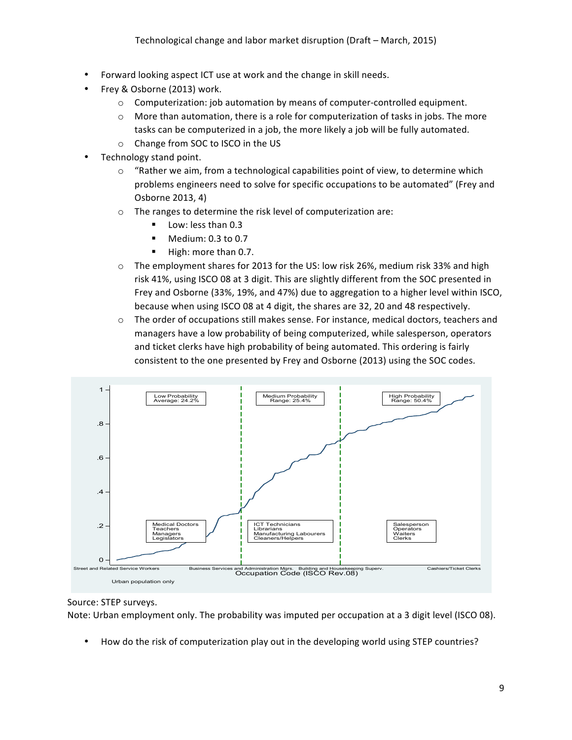- Forward looking aspect ICT use at work and the change in skill needs.
- Frey & Osborne (2013) work.
  - Computerization: job automation by means of computer-controlled equipment.
  - More than automation, there is a role for computerization of tasks in jobs. The more tasks can be computerized in a job, the more likely a job will be fully automated.
  - Change from SOC to ISCO in the US
- Technology stand point.
  - "Rather we aim, from a technological capabilities point of view, to determine which problems engineers need to solve for specific occupations to be automated" (Frey and Osborne 2013, 4)
  - The ranges to determine the risk level of computerization are:
    - Low: less than 0.3
    - Medium: 0.3 to 0.7
    - High: more than 0.7.
  - The employment shares for 2013 for the US: low risk 26%, medium risk 33% and high risk 41%, using ISCO 08 at 3 digit. This are slightly different from the SOC presented in Frey and Osborne (33%, 19%, and 47%) due to aggregation to a higher level within ISCO, because when using ISCO 08 at 4 digit, the shares are 32, 20 and 48 respectively.
  - The order of occupations still makes sense. For instance, medical doctors, teachers and managers have a low probability of being computerized, while salesperson, operators and ticket clerks have high probability of being automated. This ordering is fairly consistent to the one presented by Frey and Osborne (2013) using the SOC codes.

Source: STEP surveys.
Note: Urban employment only. The probability was imputed per occupation at a 3 digit level (ISCO 08).

- How do the risk of computerization play out in the developing world using STEP countries?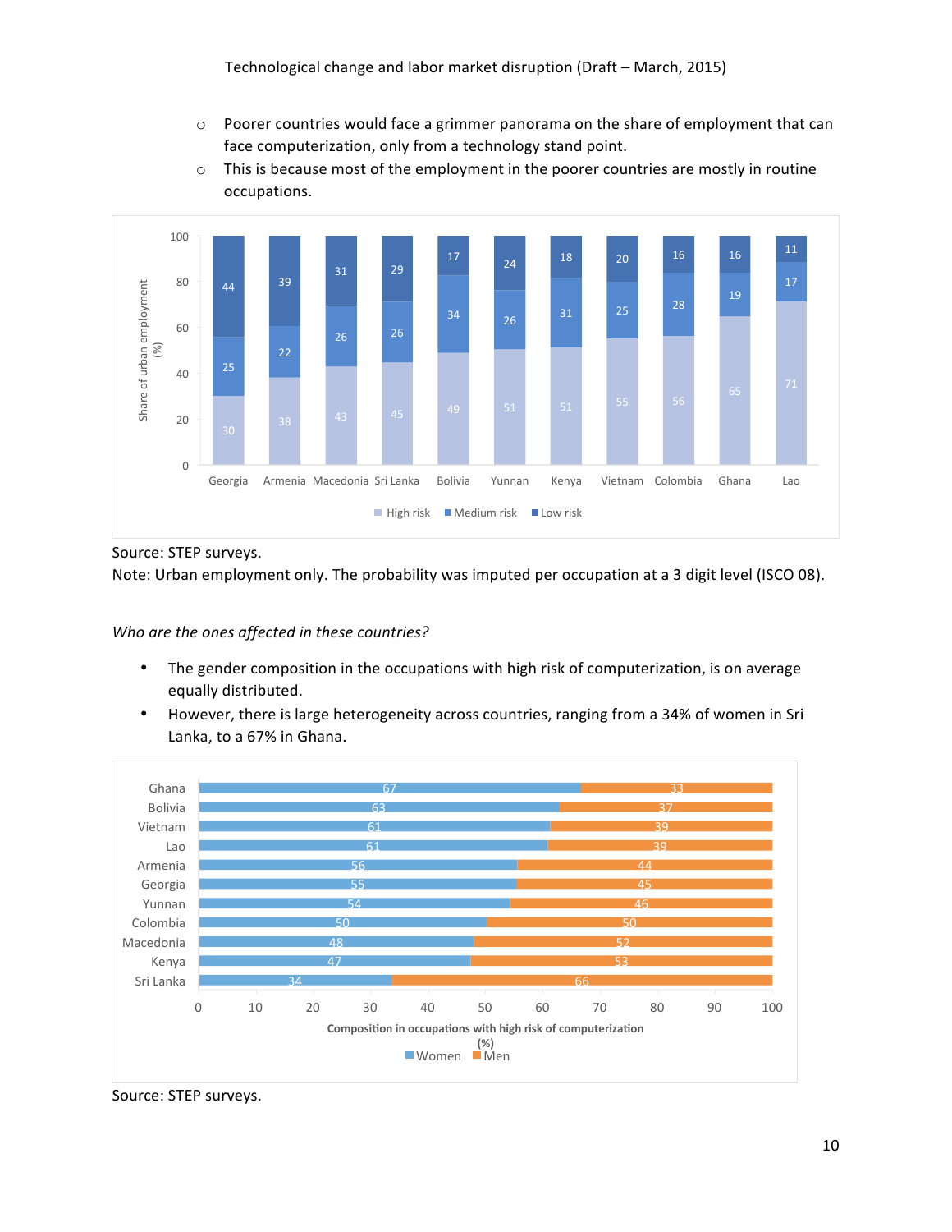- Poorer countries would face a grimmer panorama on the share of employment that can face computerization, only from a technology stand point.
- This is because most of the employment in the poorer countries are mostly in routine occupations.

| Share of urban employment (%) | Georgia | Armenia | Macedonia | Sri Lanka | Bolivia | Yunnan | Kenya | Vietnam | Colombia | Ghana | Lao |
|---|---|---|---|---|---|---|---|---|---|---|---|
| High risk | 30 | 38 | 43 | 45 | 49 | 51 | 51 | 55 | 56 | 65 | 71 |
| Medium risk | 25 | 22 | 26 | 26 | 34 | 26 | 31 | 25 | 28 | 19 | 17 |
| Low risk | 44 | 39 | 31 | 29 | 17 | 24 | 18 | 20 | 16 | 16 | 11 |

Source: STEP surveys.

Note: Urban employment only. The probability was imputed per occupation at a 3 digit level (ISCO 08).

*Who are the ones affected in these countries?*

- The gender composition in the occupations with high risk of computerization, is on average equally distributed.
- However, there is large heterogeneity across countries, ranging from a 34% of women in Sri Lanka, to a 67% in Ghana.

| Composition in occupations with high risk of computerization (%) | Women | Men |
|---|---|---|
| Ghana | 67 | 33 |
| Bolivia | 63 | 37 |
| Vietnam | 61 | 39 |
| Lao | 61 | 39 |
| Armenia | 56 | 44 |
| Georgia | 55 | 45 |
| Yunnan | 54 | 46 |
| Colombia | 50 | 50 |
| Macedonia | 48 | 52 |
| Kenya | 47 | 53 |
| Sri Lanka | 34 | 66 |

Source: STEP surveys.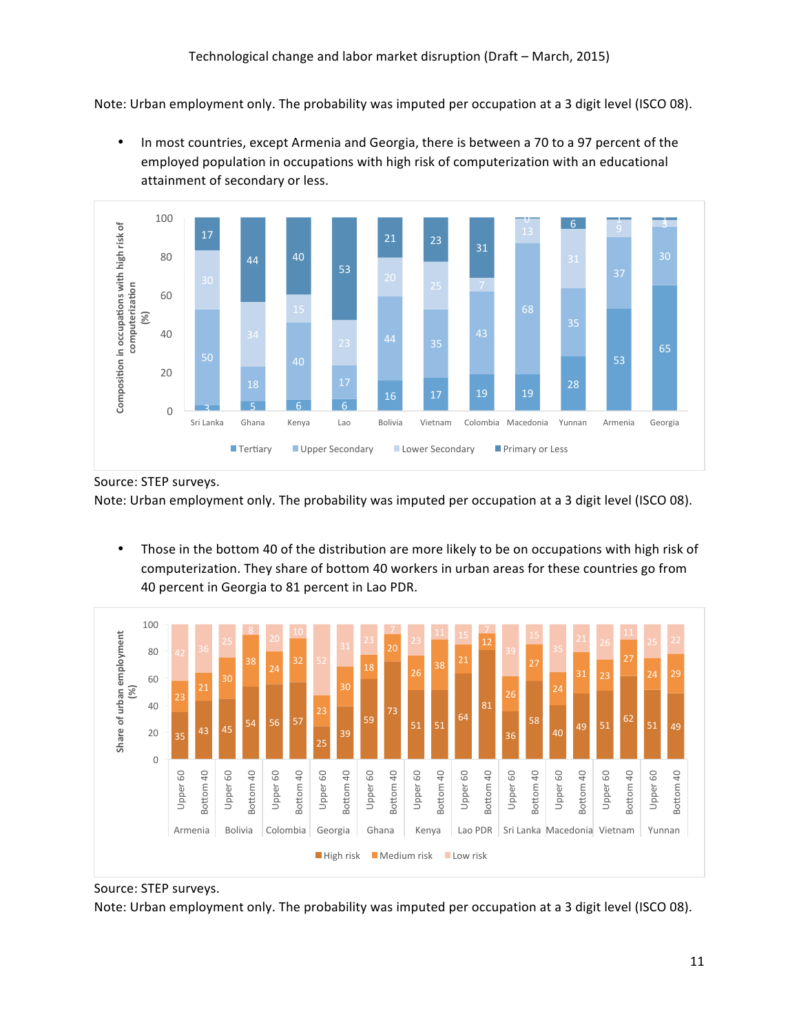Note: Urban employment only. The probability was imputed per occupation at a 3 digit level (ISCO 08).

- In most countries, except Armenia and Georgia, there is between a 70 to a 97 percent of the employed population in occupations with high risk of computerization with an educational attainment of secondary or less.

| | Sri Lanka | Ghana | Kenya | Lao | Bolivia | Vietnam | Colombia | Macedonia | Yunnan | Armenia | Georgia |
|---|---|---|---|---|---|---|---|---|---|---|---|
| Tertiary | 3 | 5 | 6 | 6 | 16 | 17 | 19 | 19 | 28 | 53 | 65 |
| Upper Secondary | 50 | 18 | 40 | 17 | 44 | 35 | 43 | 68 | 35 | 37 | 30 |
| Lower Secondary | 30 | 34 | 15 | 23 | 20 | 25 | 7 | 13 | 31 | 9 | 3 |
| Primary or Less | 17 | 44 | 40 | 53 | 21 | 23 | 31 | 0 | 6 | 1 | 1 |

Composition in occupations with high risk of computerization (%)

Source: STEP surveys.
Note: Urban employment only. The probability was imputed per occupation at a 3 digit level (ISCO 08).

- Those in the bottom 40 of the distribution are more likely to be on occupations with high risk of computerization. They share of bottom 40 workers in urban areas for these countries go from 40 percent in Georgia to 81 percent in Lao PDR.

| Country | Group | High risk | Medium risk | Low risk |
|---|---|---|---|---|
| Armenia | Upper 60 | 35 | 23 | 42 |
| Armenia | Bottom 40 | 43 | 21 | 36 |
| Bolivia | Upper 60 | 45 | 30 | 25 |
| Bolivia | Bottom 40 | 54 | 38 | 8 |
| Colombia | Upper 60 | 56 | 24 | 20 |
| Colombia | Bottom 40 | 57 | 32 | 10 |
| Georgia | Upper 60 | 25 | 23 | 52 |
| Georgia | Bottom 40 | 39 | 30 | 31 |
| Ghana | Upper 60 | 59 | 18 | 23 |
| Ghana | Bottom 40 | 73 | 20 | 7 |
| Kenya | Upper 60 | 51 | 26 | 23 |
| Kenya | Bottom 40 | 51 | 38 | 11 |
| Lao PDR | Upper 60 | 64 | 21 | 15 |
| Lao PDR | Bottom 40 | 81 | 12 | 7 |
| Sri Lanka | Upper 60 | 36 | 26 | 39 |
| Sri Lanka | Bottom 40 | 58 | 27 | 15 |
| Macedonia | Upper 60 | 40 | 24 | 35 |
| Macedonia | Bottom 40 | 49 | 31 | 21 |
| Vietnam | Upper 60 | 51 | 23 | 26 |
| Vietnam | Bottom 40 | 62 | 27 | 11 |
| Yunnan | Upper 60 | 51 | 24 | 25 |
| Yunnan | Bottom 40 | 49 | 29 | 22 |

Share of urban employment (%)

Source: STEP surveys.
Note: Urban employment only. The probability was imputed per occupation at a 3 digit level (ISCO 08).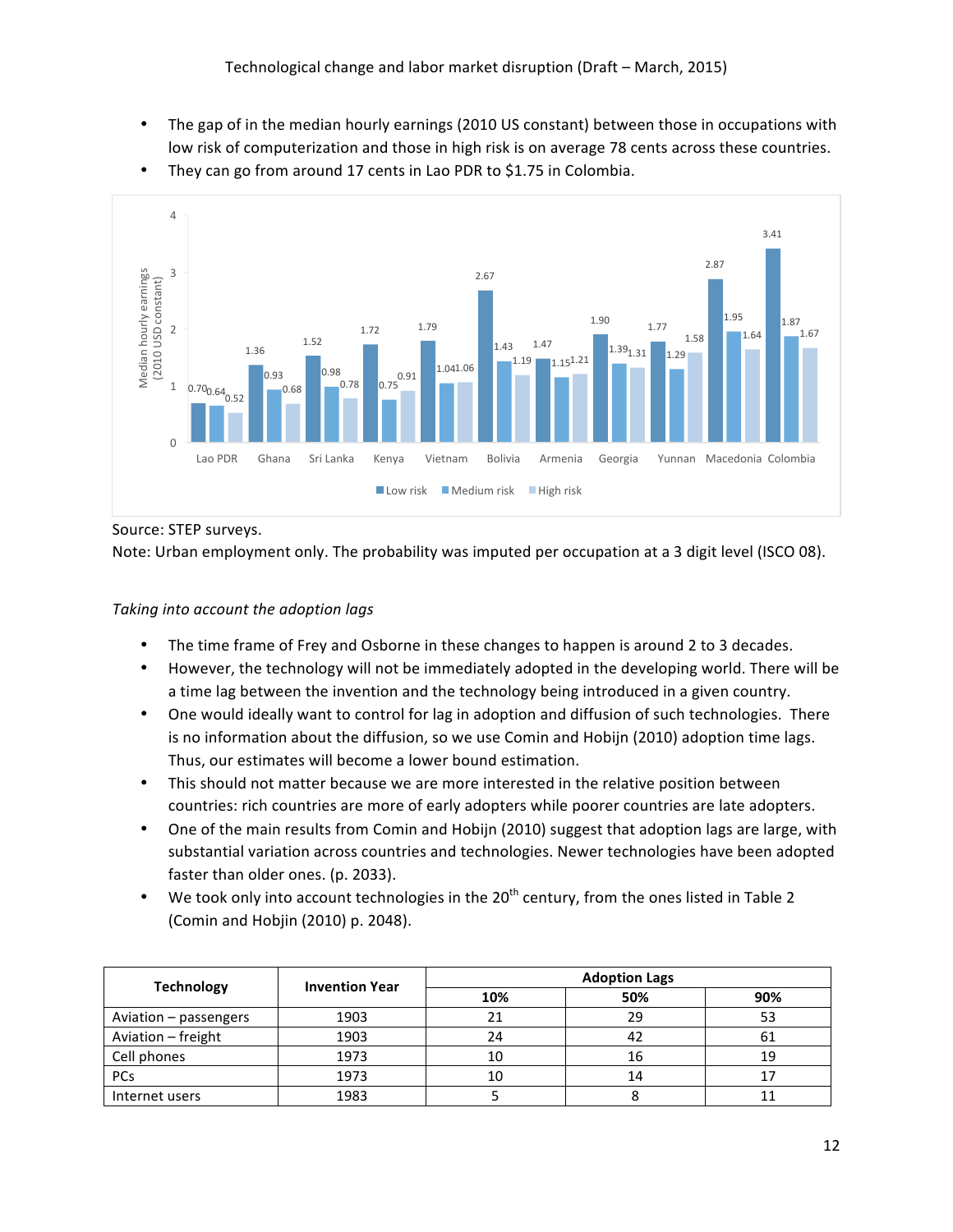- The gap of in the median hourly earnings (2010 US constant) between those in occupations with low risk of computerization and those in high risk is on average 78 cents across these countries.
- They can go from around 17 cents in Lao PDR to $1.75 in Colombia.

| Country | Low risk | Medium risk | High risk |
|---|---|---|---|
| Lao PDR | 0.70 | 0.64 | 0.52 |
| Ghana | 1.36 | 0.93 | 0.68 |
| Sri Lanka | 1.52 | 0.98 | 0.78 |
| Kenya | 1.72 | 0.75 | 0.91 |
| Vietnam | 1.79 | 1.04 | 1.06 |
| Bolivia | 2.67 | 1.43 | 1.19 |
| Armenia | 1.47 | 1.15 | 1.21 |
| Georgia | 1.90 | 1.39 | 1.31 |
| Yunnan | 1.77 | 1.29 | 1.58 |
| Macedonia | 2.87 | 1.95 | 1.64 |
| Colombia | 3.41 | 1.87 | 1.67 |

Median hourly earnings (2010 USD constant)

Source: STEP surveys.

Note: Urban employment only. The probability was imputed per occupation at a 3 digit level (ISCO 08).

*Taking into account the adoption lags*

- The time frame of Frey and Osborne in these changes to happen is around 2 to 3 decades.
- However, the technology will not be immediately adopted in the developing world. There will be a time lag between the invention and the technology being introduced in a given country.
- One would ideally want to control for lag in adoption and diffusion of such technologies. There is no information about the diffusion, so we use Comin and Hobijn (2010) adoption time lags. Thus, our estimates will become a lower bound estimation.
- This should not matter because we are more interested in the relative position between countries: rich countries are more of early adopters while poorer countries are late adopters.
- One of the main results from Comin and Hobijn (2010) suggest that adoption lags are large, with substantial variation across countries and technologies. Newer technologies have been adopted faster than older ones. (p. 2033).
- We took only into account technologies in the 20$^{th}$ century, from the ones listed in Table 2 (Comin and Hobjin (2010) p. 2048).

| Technology | Invention Year | Adoption Lags | | |
|---|---|---|---|---|
| | | 10% | 50% | 90% |
| Aviation – passengers | 1903 | 21 | 29 | 53 |
| Aviation – freight | 1903 | 24 | 42 | 61 |
| Cell phones | 1973 | 10 | 16 | 19 |
| PCs | 1973 | 10 | 14 | 17 |
| Internet users | 1983 | 5 | 8 | 11 |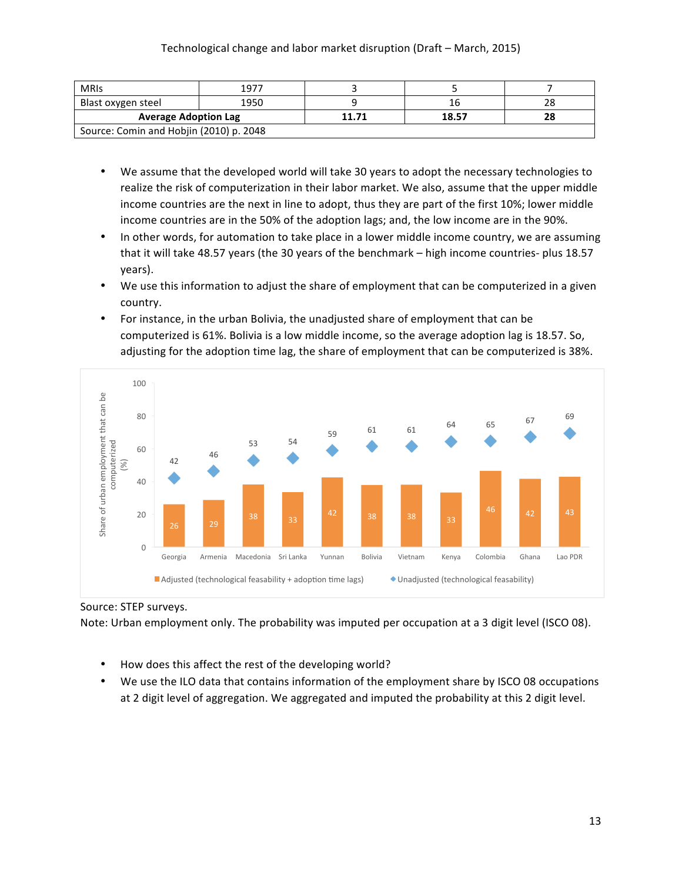| MRIs | 1977 | 3 | 5 | 7 |
|---|---|---|---|---|
| Blast oxygen steel | 1950 | 9 | 16 | 28 |
| **Average Adoption Lag** | | **11.71** | **18.57** | **28** |
| Source: Comin and Hobjin (2010) p. 2048 | | | | |

- We assume that the developed world will take 30 years to adopt the necessary technologies to realize the risk of computerization in their labor market. We also, assume that the upper middle income countries are the next in line to adopt, thus they are part of the first 10%; lower middle income countries are in the 50% of the adoption lags; and, the low income are in the 90%.
- In other words, for automation to take place in a lower middle income country, we are assuming that it will take 48.57 years (the 30 years of the benchmark – high income countries- plus 18.57 years).
- We use this information to adjust the share of employment that can be computerized in a given country.
- For instance, in the urban Bolivia, the unadjusted share of employment that can be computerized is 61%. Bolivia is a low middle income, so the average adoption lag is 18.57. So, adjusting for the adoption time lag, the share of employment that can be computerized is 38%.

| Share of urban employment that can be computerized (%) | Georgia | Armenia | Macedonia | Sri Lanka | Yunnan | Bolivia | Vietnam | Kenya | Colombia | Ghana | Lao PDR |
|---|---|---|---|---|---|---|---|---|---|---|---|
| Adjusted (technological feasability + adoption time lags) | 26 | 29 | 38 | 33 | 42 | 38 | 38 | 33 | 46 | 42 | 43 |
| Unadjusted (technological feasability) | 42 | 46 | 53 | 54 | 59 | 61 | 61 | 64 | 65 | 67 | 69 |

Source: STEP surveys.

Note: Urban employment only. The probability was imputed per occupation at a 3 digit level (ISCO 08).

- How does this affect the rest of the developing world?
- We use the ILO data that contains information of the employment share by ISCO 08 occupations at 2 digit level of aggregation. We aggregated and imputed the probability at this 2 digit level.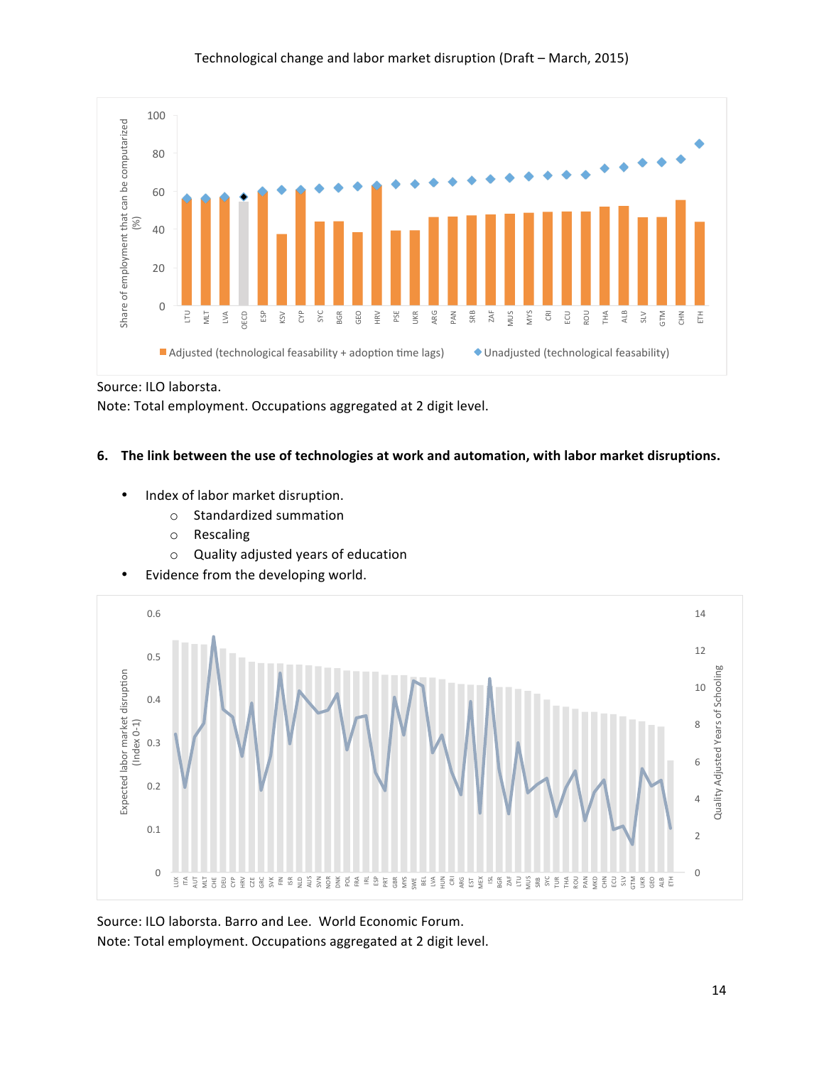Source: ILO laborsta.

Note: Total employment. Occupations aggregated at 2 digit level.

**6. The link between the use of technologies at work and automation, with labor market disruptions.**

- Index of labor market disruption.
  - Standardized summation
  - Rescaling
  - Quality adjusted years of education
- Evidence from the developing world.

Source: ILO laborsta. Barro and Lee. World Economic Forum.

Note: Total employment. Occupations aggregated at 2 digit level.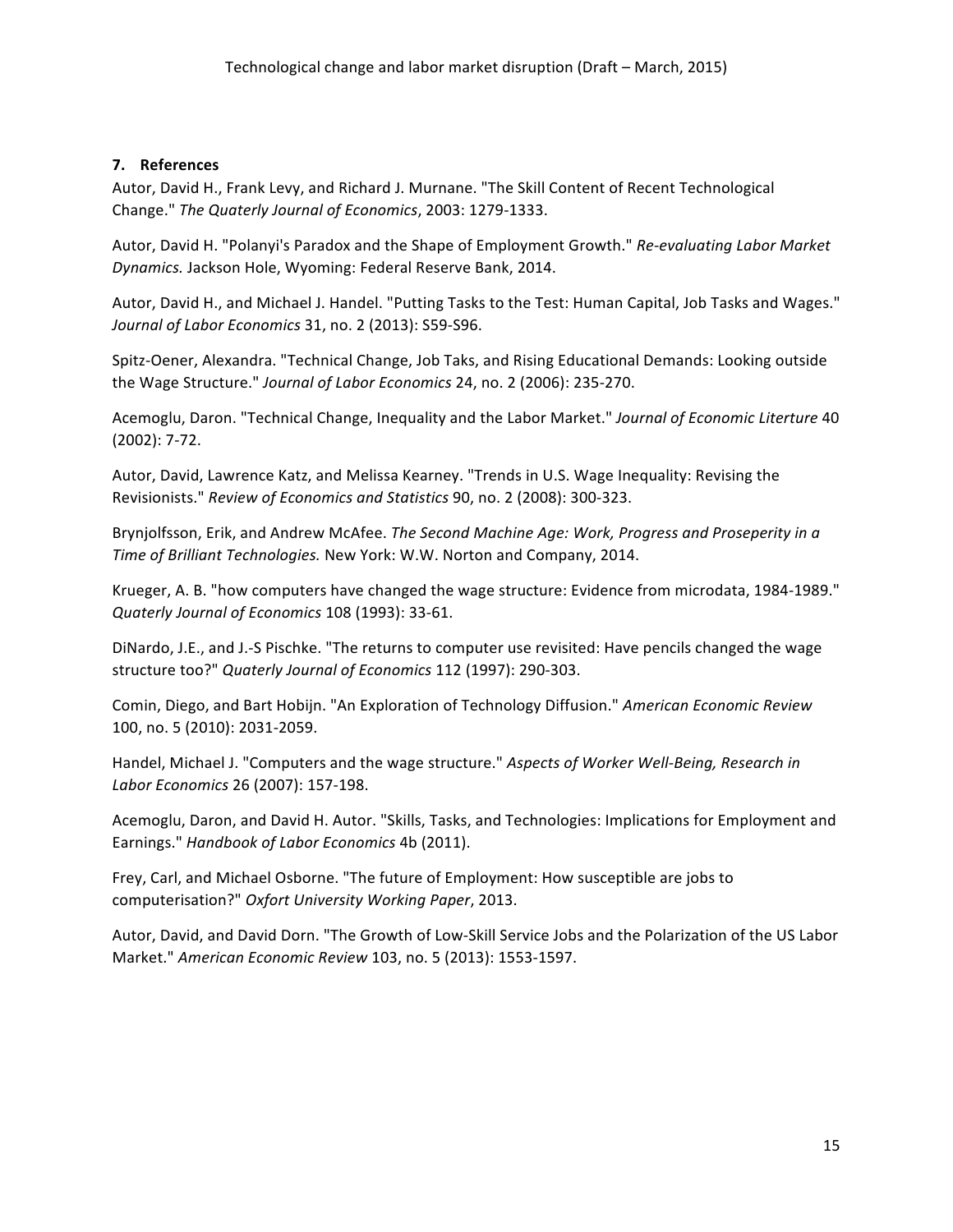## 7. References

Autor, David H., Frank Levy, and Richard J. Murnane. "The Skill Content of Recent Technological Change." *The Quaterly Journal of Economics*, 2003: 1279-1333.

Autor, David H. "Polanyi's Paradox and the Shape of Employment Growth." *Re-evaluating Labor Market Dynamics.* Jackson Hole, Wyoming: Federal Reserve Bank, 2014.

Autor, David H., and Michael J. Handel. "Putting Tasks to the Test: Human Capital, Job Tasks and Wages." *Journal of Labor Economics* 31, no. 2 (2013): S59-S96.

Spitz-Oener, Alexandra. "Technical Change, Job Taks, and Rising Educational Demands: Looking outside the Wage Structure." *Journal of Labor Economics* 24, no. 2 (2006): 235-270.

Acemoglu, Daron. "Technical Change, Inequality and the Labor Market." *Journal of Economic Literture* 40 (2002): 7-72.

Autor, David, Lawrence Katz, and Melissa Kearney. "Trends in U.S. Wage Inequality: Revising the Revisionists." *Review of Economics and Statistics* 90, no. 2 (2008): 300-323.

Brynjolfsson, Erik, and Andrew McAfee. *The Second Machine Age: Work, Progress and Proseperity in a Time of Brilliant Technologies.* New York: W.W. Norton and Company, 2014.

Krueger, A. B. "how computers have changed the wage structure: Evidence from microdata, 1984-1989." *Quaterly Journal of Economics* 108 (1993): 33-61.

DiNardo, J.E., and J.-S Pischke. "The returns to computer use revisited: Have pencils changed the wage structure too?" *Quaterly Journal of Economics* 112 (1997): 290-303.

Comin, Diego, and Bart Hobijn. "An Exploration of Technology Diffusion." *American Economic Review* 100, no. 5 (2010): 2031-2059.

Handel, Michael J. "Computers and the wage structure." *Aspects of Worker Well-Being, Research in Labor Economics* 26 (2007): 157-198.

Acemoglu, Daron, and David H. Autor. "Skills, Tasks, and Technologies: Implications for Employment and Earnings." *Handbook of Labor Economics* 4b (2011).

Frey, Carl, and Michael Osborne. "The future of Employment: How susceptible are jobs to computerisation?" *Oxfort University Working Paper*, 2013.

Autor, David, and David Dorn. "The Growth of Low-Skill Service Jobs and the Polarization of the US Labor Market." *American Economic Review* 103, no. 5 (2013): 1553-1597.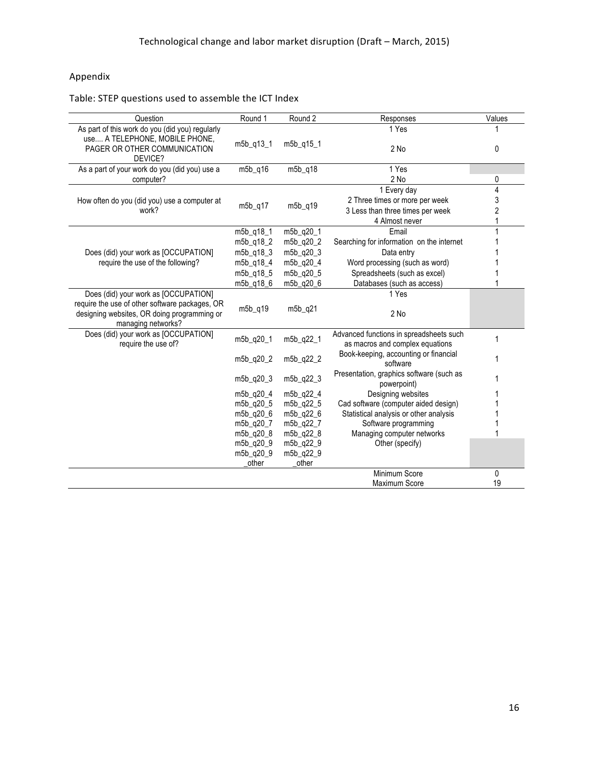## Appendix

### Table: STEP questions used to assemble the ICT Index

| Question | Round 1 | Round 2 | Responses | Values |
|---|---|---|---|---|
| As part of this work do you (did you) regularly use.... A TELEPHONE, MOBILE PHONE, PAGER OR OTHER COMMUNICATION DEVICE? | m5b_q13_1 | m5b_q15_1 | 1 Yes | 1 |
| | | | 2 No | 0 |
| As a part of your work do you (did you) use a computer? | m5b_q16 | m5b_q18 | 1 Yes | |
| | | | 2 No | 0 |
| How often do you (did you) use a computer at work? | m5b_q17 | m5b_q19 | 1 Every day | 4 |
| | | | 2 Three times or more per week | 3 |
| | | | 3 Less than three times per week | 2 |
| | | | 4 Almost never | 1 |
| Does (did) your work as [OCCUPATION] require the use of the following? | m5b_q18_1 | m5b_q20_1 | Email | 1 |
| | m5b_q18_2 | m5b_q20_2 | Searching for information on the internet | 1 |
| | m5b_q18_3 | m5b_q20_3 | Data entry | 1 |
| | m5b_q18_4 | m5b_q20_4 | Word processing (such as word) | 1 |
| | m5b_q18_5 | m5b_q20_5 | Spreadsheets (such as excel) | 1 |
| | m5b_q18_6 | m5b_q20_6 | Databases (such as access) | 1 |
| Does (did) your work as [OCCUPATION] require the use of other software packages, OR designing websites, OR doing programming or managing networks? | m5b_q19 | m5b_q21 | 1 Yes | |
| | | | 2 No | |
| Does (did) your work as [OCCUPATION] require the use of? | m5b_q20_1 | m5b_q22_1 | Advanced functions in spreadsheets such as macros and complex equations | 1 |
| | m5b_q20_2 | m5b_q22_2 | Book-keeping, accounting or financial software | 1 |
| | m5b_q20_3 | m5b_q22_3 | Presentation, graphics software (such as powerpoint) | 1 |
| | m5b_q20_4 | m5b_q22_4 | Designing websites | 1 |
| | m5b_q20_5 | m5b_q22_5 | Cad software (computer aided design) | 1 |
| | m5b_q20_6 | m5b_q22_6 | Statistical analysis or other analysis | 1 |
| | m5b_q20_7 | m5b_q22_7 | Software programming | 1 |
| | m5b_q20_8 | m5b_q22_8 | Managing computer networks | 1 |
| | m5b_q20_9 | m5b_q22_9 | Other (specify) | |
| | m5b_q20_9_other | m5b_q22_9_other | | |
| | | | Minimum Score | 0 |
| | | | Maximum Score | 19 |